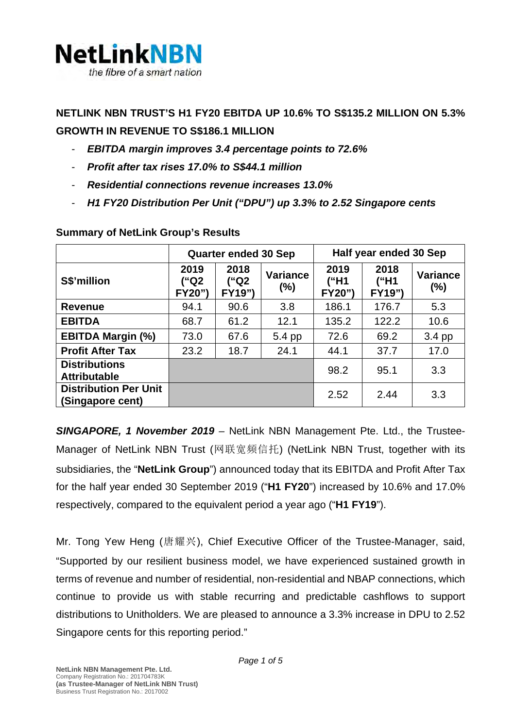NetLinkNBN
*the fibre of a smart nation*

## NETLINK NBN TRUST'S H1 FY20 EBITDA UP 10.6% TO S$135.2 MILLION ON 5.3% GROWTH IN REVENUE TO S$186.1 MILLION

- ***EBITDA margin improves 3.4 percentage points to 72.6%***
- ***Profit after tax rises 17.0% to S$44.1 million***
- ***Residential connections revenue increases 13.0%***
- ***H1 FY20 Distribution Per Unit ("DPU") up 3.3% to 2.52 Singapore cents***

**Summary of NetLink Group's Results**

| | Quarter ended 30 Sep | | | Half year ended 30 Sep | | |
|---|---|---|---|---|---|---|
| **S$'million** | **2019 ("Q2 FY20")** | **2018 ("Q2 FY19")** | **Variance (%)** | **2019 ("H1 FY20")** | **2018 ("H1 FY19")** | **Variance (%)** |
| **Revenue** | 94.1 | 90.6 | 3.8 | 186.1 | 176.7 | 5.3 |
| **EBITDA** | 68.7 | 61.2 | 12.1 | 135.2 | 122.2 | 10.6 |
| **EBITDA Margin (%)** | 73.0 | 67.6 | 5.4 pp | 72.6 | 69.2 | 3.4 pp |
| **Profit After Tax** | 23.2 | 18.7 | 24.1 | 44.1 | 37.7 | 17.0 |
| **Distributions Attributable** | | | | 98.2 | 95.1 | 3.3 |
| **Distribution Per Unit (Singapore cent)** | | | | 2.52 | 2.44 | 3.3 |

***SINGAPORE, 1 November 2019*** – NetLink NBN Management Pte. Ltd., the Trustee-Manager of NetLink NBN Trust (网联宽频信托) (NetLink NBN Trust, together with its subsidiaries, the "**NetLink Group**") announced today that its EBITDA and Profit After Tax for the half year ended 30 September 2019 ("**H1 FY20**") increased by 10.6% and 17.0% respectively, compared to the equivalent period a year ago ("**H1 FY19**").

Mr. Tong Yew Heng (唐耀兴), Chief Executive Officer of the Trustee-Manager, said, "Supported by our resilient business model, we have experienced sustained growth in terms of revenue and number of residential, non-residential and NBAP connections, which continue to provide us with stable recurring and predictable cashflows to support distributions to Unitholders. We are pleased to announce a 3.3% increase in DPU to 2.52 Singapore cents for this reporting period."

**NetLink NBN Management Pte. Ltd.**
Company Registration No.: 201704783K
**(as Trustee-Manager of NetLink NBN Trust)**
Business Trust Registration No.: 2017002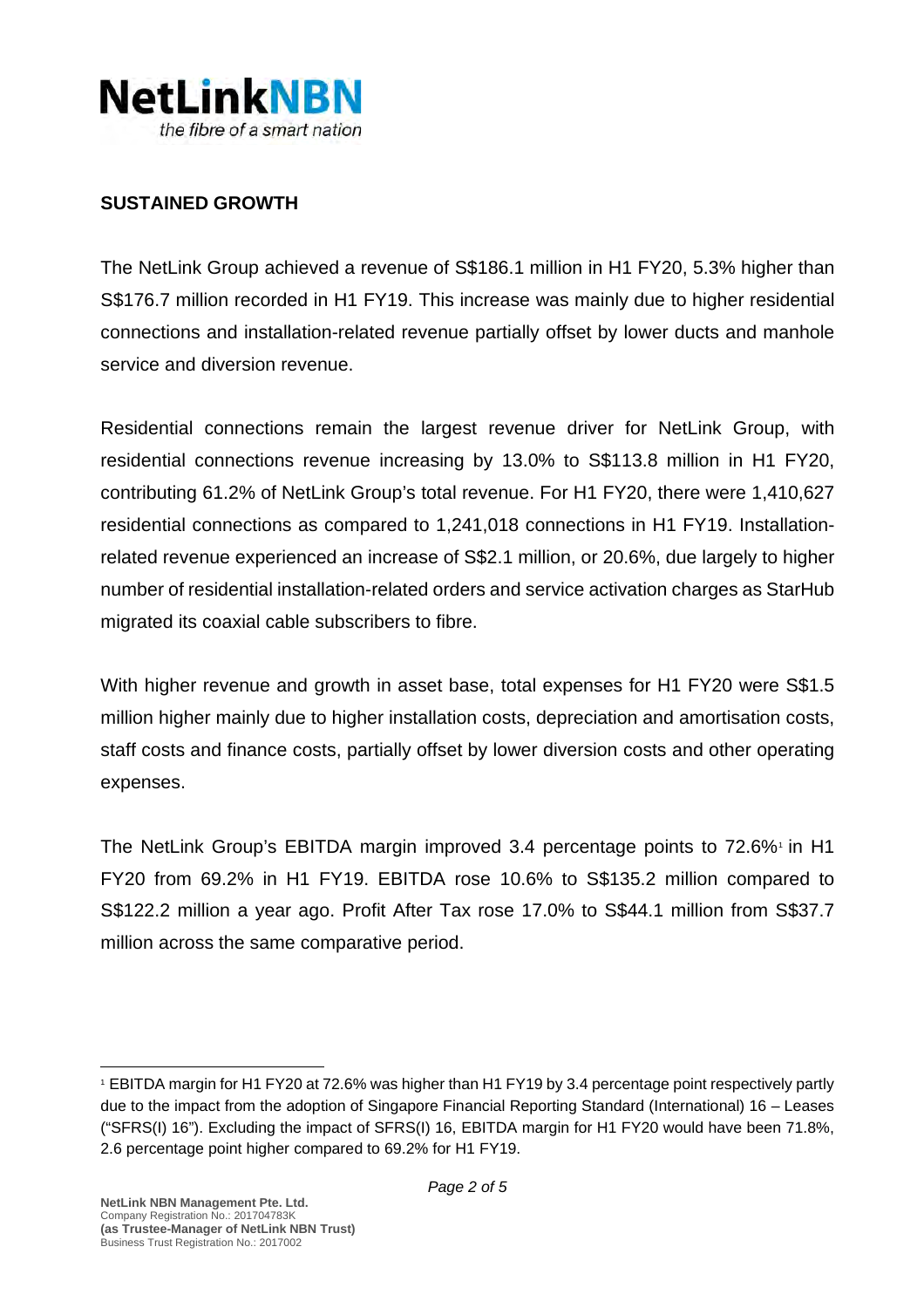## SUSTAINED GROWTH

The NetLink Group achieved a revenue of S$186.1 million in H1 FY20, 5.3% higher than S$176.7 million recorded in H1 FY19. This increase was mainly due to higher residential connections and installation-related revenue partially offset by lower ducts and manhole service and diversion revenue.

Residential connections remain the largest revenue driver for NetLink Group, with residential connections revenue increasing by 13.0% to S$113.8 million in H1 FY20, contributing 61.2% of NetLink Group's total revenue. For H1 FY20, there were 1,410,627 residential connections as compared to 1,241,018 connections in H1 FY19. Installation-related revenue experienced an increase of S$2.1 million, or 20.6%, due largely to higher number of residential installation-related orders and service activation charges as StarHub migrated its coaxial cable subscribers to fibre.

With higher revenue and growth in asset base, total expenses for H1 FY20 were S$1.5 million higher mainly due to higher installation costs, depreciation and amortisation costs, staff costs and finance costs, partially offset by lower diversion costs and other operating expenses.

The NetLink Group's EBITDA margin improved 3.4 percentage points to 72.6%[1] in H1 FY20 from 69.2% in H1 FY19. EBITDA rose 10.6% to S$135.2 million compared to S$122.2 million a year ago. Profit After Tax rose 17.0% to S$44.1 million from S$37.7 million across the same comparative period.

---

[1] EBITDA margin for H1 FY20 at 72.6% was higher than H1 FY19 by 3.4 percentage point respectively partly due to the impact from the adoption of Singapore Financial Reporting Standard (International) 16 – Leases ("SFRS(I) 16"). Excluding the impact of SFRS(I) 16, EBITDA margin for H1 FY20 would have been 71.8%, 2.6 percentage point higher compared to 69.2% for H1 FY19.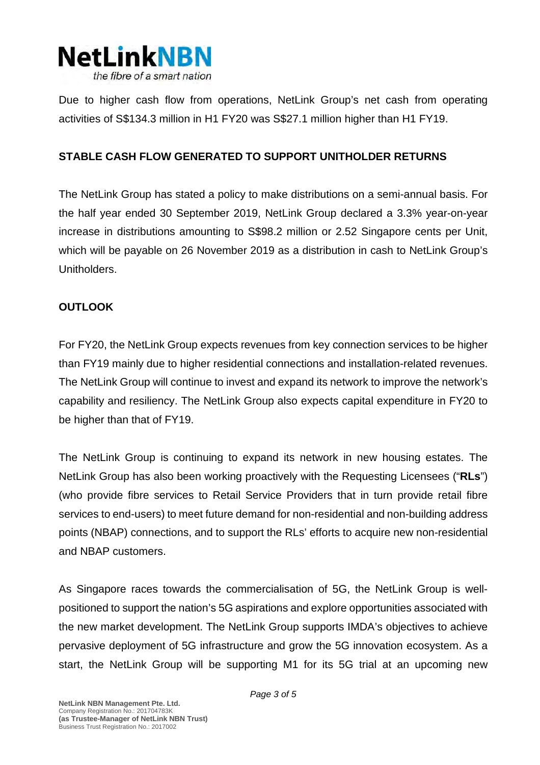Due to higher cash flow from operations, NetLink Group's net cash from operating activities of S$134.3 million in H1 FY20 was S$27.1 million higher than H1 FY19.

**STABLE CASH FLOW GENERATED TO SUPPORT UNITHOLDER RETURNS**

The NetLink Group has stated a policy to make distributions on a semi-annual basis. For the half year ended 30 September 2019, NetLink Group declared a 3.3% year-on-year increase in distributions amounting to S$98.2 million or 2.52 Singapore cents per Unit, which will be payable on 26 November 2019 as a distribution in cash to NetLink Group's Unitholders.

**OUTLOOK**

For FY20, the NetLink Group expects revenues from key connection services to be higher than FY19 mainly due to higher residential connections and installation-related revenues. The NetLink Group will continue to invest and expand its network to improve the network's capability and resiliency. The NetLink Group also expects capital expenditure in FY20 to be higher than that of FY19.

The NetLink Group is continuing to expand its network in new housing estates. The NetLink Group has also been working proactively with the Requesting Licensees ("**RLs**") (who provide fibre services to Retail Service Providers that in turn provide retail fibre services to end-users) to meet future demand for non-residential and non-building address points (NBAP) connections, and to support the RLs' efforts to acquire new non-residential and NBAP customers.

As Singapore races towards the commercialisation of 5G, the NetLink Group is well-positioned to support the nation's 5G aspirations and explore opportunities associated with the new market development. The NetLink Group supports IMDA's objectives to achieve pervasive deployment of 5G infrastructure and grow the 5G innovation ecosystem. As a start, the NetLink Group will be supporting M1 for its 5G trial at an upcoming new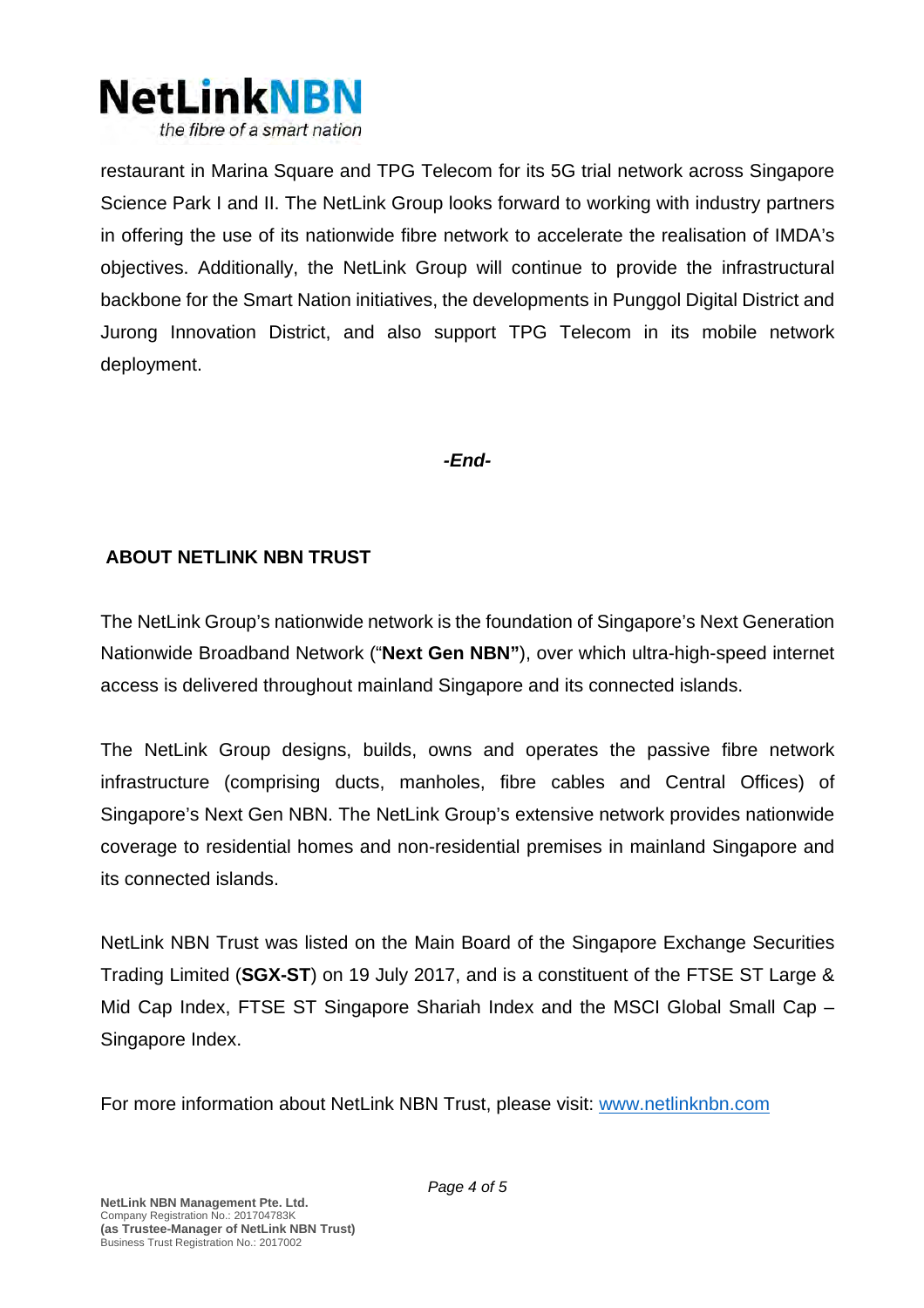restaurant in Marina Square and TPG Telecom for its 5G trial network across Singapore Science Park I and II. The NetLink Group looks forward to working with industry partners in offering the use of its nationwide fibre network to accelerate the realisation of IMDA's objectives. Additionally, the NetLink Group will continue to provide the infrastructural backbone for the Smart Nation initiatives, the developments in Punggol Digital District and Jurong Innovation District, and also support TPG Telecom in its mobile network deployment.

***-End-***

## ABOUT NETLINK NBN TRUST

The NetLink Group's nationwide network is the foundation of Singapore's Next Generation Nationwide Broadband Network ("**Next Gen NBN"**), over which ultra-high-speed internet access is delivered throughout mainland Singapore and its connected islands.

The NetLink Group designs, builds, owns and operates the passive fibre network infrastructure (comprising ducts, manholes, fibre cables and Central Offices) of Singapore's Next Gen NBN. The NetLink Group's extensive network provides nationwide coverage to residential homes and non-residential premises in mainland Singapore and its connected islands.

NetLink NBN Trust was listed on the Main Board of the Singapore Exchange Securities Trading Limited (**SGX-ST**) on 19 July 2017, and is a constituent of the FTSE ST Large & Mid Cap Index, FTSE ST Singapore Shariah Index and the MSCI Global Small Cap – Singapore Index.

For more information about NetLink NBN Trust, please visit: [www.netlinknbn.com](http://www.netlinknbn.com)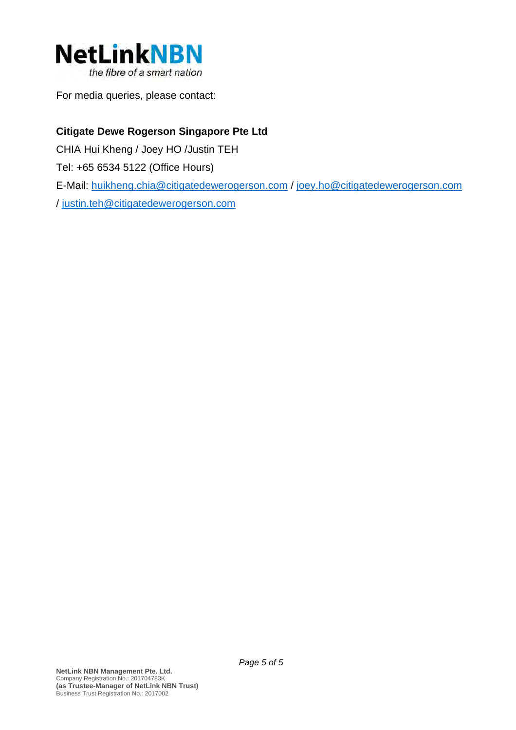For media queries, please contact:

**Citigate Dewe Rogerson Singapore Pte Ltd**

CHIA Hui Kheng / Joey HO /Justin TEH

Tel: +65 6534 5122 (Office Hours)

E-Mail: huikheng.chia@citigatedewerogerson.com / joey.ho@citigatedewerogerson.com / justin.teh@citigatedewerogerson.com

**NetLink NBN Management Pte. Ltd.**
Company Registration No.: 201704783K
**(as Trustee-Manager of NetLink NBN Trust)**
Business Trust Registration No.: 2017002